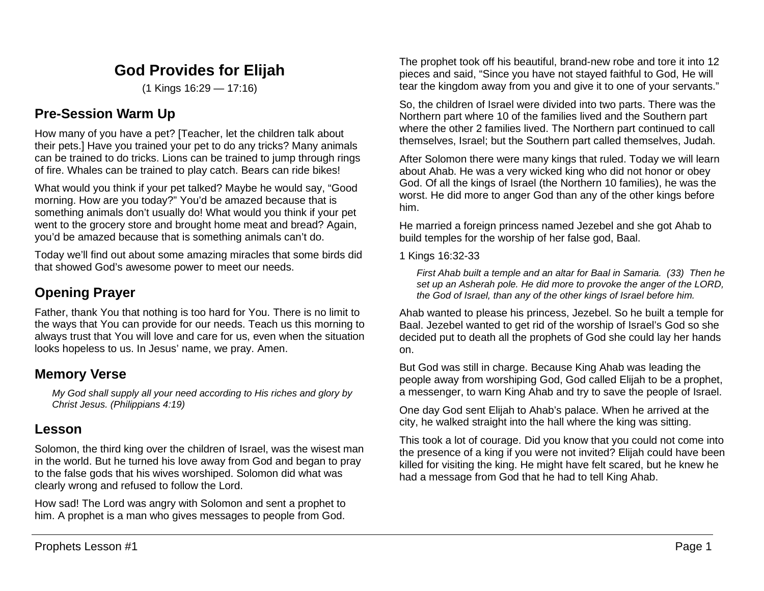# God Provides for Elijah

(1 Kings 16:29 — 17:16)

## Pre-Session Warm Up

How many of you have a pet? [Teacher, let the children talk about their pets.] Have you trained your pet to do any tricks? Many animals can be trained to do tricks. Lions can be trained to jump through rings of fire. Whales can be trained to play catch. Bears can ride bikes!

What would you think if your pet talked? Maybe he would say, "Good morning. How are you today?" You'd be amazed because that is something animals don't usually do! What would you think if your pet went to the grocery store and brought home meat and bread? Again, you'd be amazed because that is something animals can't do.

Today we'll find out about some amazing miracles that some birds did that showed God's awesome power to meet our needs.

## Opening Prayer

Father, thank You that nothing is too hard for You. There is no limit to the ways that You can provide for our needs. Teach us this morning to always trust that You will love and care for us, even when the situation looks hopeless to us. In Jesus' name, we pray. Amen.

## Memory Verse

> *My God shall supply all your need according to His riches and glory by Christ Jesus. (Philippians 4:19)*

## Lesson

Solomon, the third king over the children of Israel, was the wisest man in the world. But he turned his love away from God and began to pray to the false gods that his wives worshiped. Solomon did what was clearly wrong and refused to follow the Lord.

How sad! The Lord was angry with Solomon and sent a prophet to him. A prophet is a man who gives messages to people from God.

The prophet took off his beautiful, brand-new robe and tore it into 12 pieces and said, "Since you have not stayed faithful to God, He will tear the kingdom away from you and give it to one of your servants."

So, the children of Israel were divided into two parts. There was the Northern part where 10 of the families lived and the Southern part where the other 2 families lived. The Northern part continued to call themselves, Israel; but the Southern part called themselves, Judah.

After Solomon there were many kings that ruled. Today we will learn about Ahab. He was a very wicked king who did not honor or obey God. Of all the kings of Israel (the Northern 10 families), he was the worst. He did more to anger God than any of the other kings before him.

He married a foreign princess named Jezebel and she got Ahab to build temples for the worship of her false god, Baal.

1 Kings 16:32-33

> *First Ahab built a temple and an altar for Baal in Samaria. (33) Then he set up an Asherah pole. He did more to provoke the anger of the LORD, the God of Israel, than any of the other kings of Israel before him.*

Ahab wanted to please his princess, Jezebel. So he built a temple for Baal. Jezebel wanted to get rid of the worship of Israel's God so she decided put to death all the prophets of God she could lay her hands on.

But God was still in charge. Because King Ahab was leading the people away from worshiping God, God called Elijah to be a prophet, a messenger, to warn King Ahab and try to save the people of Israel.

One day God sent Elijah to Ahab's palace. When he arrived at the city, he walked straight into the hall where the king was sitting.

This took a lot of courage. Did you know that you could not come into the presence of a king if you were not invited? Elijah could have been killed for visiting the king. He might have felt scared, but he knew he had a message from God that he had to tell King Ahab.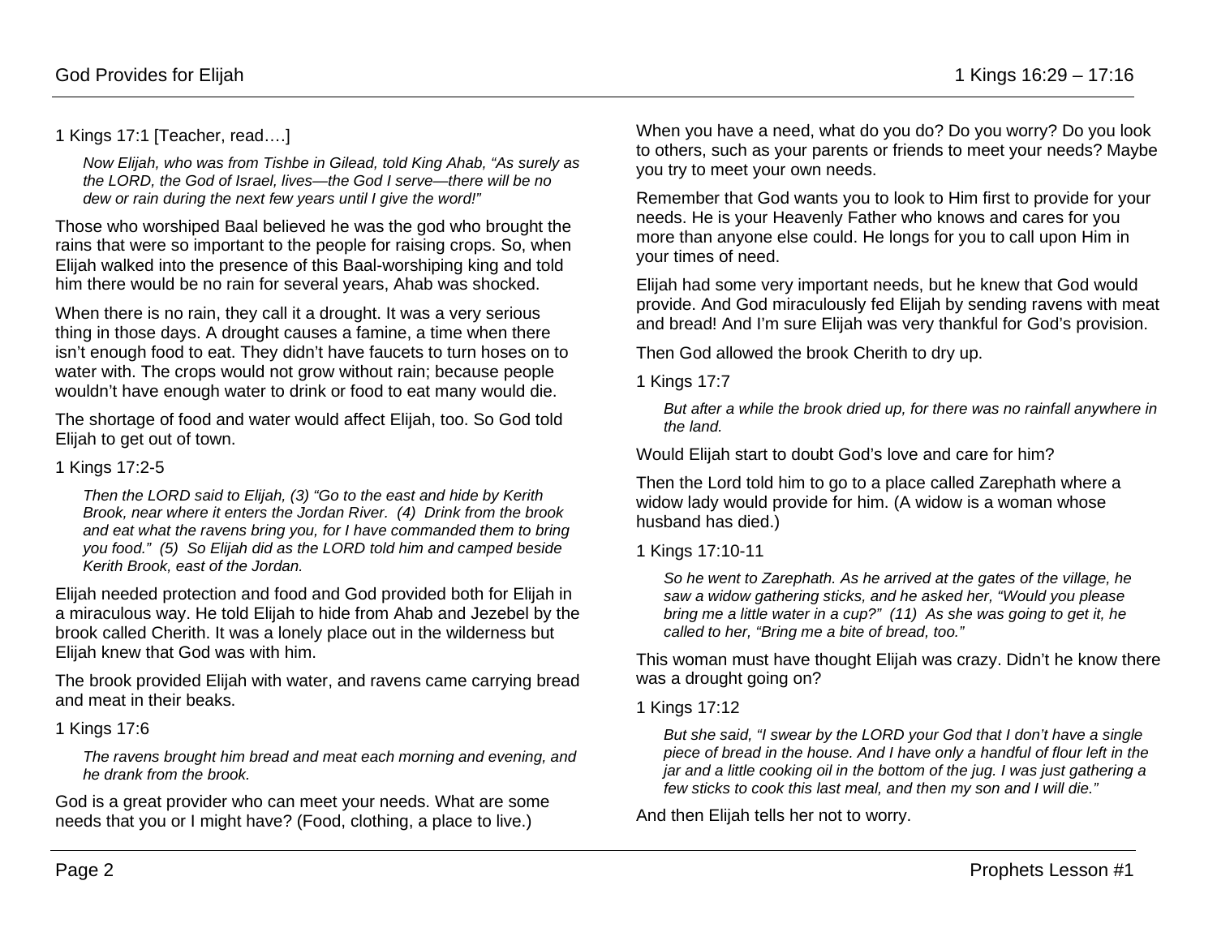1 Kings 17:1 [Teacher, read….]

> *Now Elijah, who was from Tishbe in Gilead, told King Ahab, "As surely as the LORD, the God of Israel, lives—the God I serve—there will be no dew or rain during the next few years until I give the word!"*

Those who worshiped Baal believed he was the god who brought the rains that were so important to the people for raising crops. So, when Elijah walked into the presence of this Baal-worshiping king and told him there would be no rain for several years, Ahab was shocked.

When there is no rain, they call it a drought. It was a very serious thing in those days. A drought causes a famine, a time when there isn't enough food to eat. They didn't have faucets to turn hoses on to water with. The crops would not grow without rain; because people wouldn't have enough water to drink or food to eat many would die.

The shortage of food and water would affect Elijah, too. So God told Elijah to get out of town.

1 Kings 17:2-5

> *Then the LORD said to Elijah, (3) "Go to the east and hide by Kerith Brook, near where it enters the Jordan River. (4) Drink from the brook and eat what the ravens bring you, for I have commanded them to bring you food." (5) So Elijah did as the LORD told him and camped beside Kerith Brook, east of the Jordan.*

Elijah needed protection and food and God provided both for Elijah in a miraculous way. He told Elijah to hide from Ahab and Jezebel by the brook called Cherith. It was a lonely place out in the wilderness but Elijah knew that God was with him.

The brook provided Elijah with water, and ravens came carrying bread and meat in their beaks.

1 Kings 17:6

> *The ravens brought him bread and meat each morning and evening, and he drank from the brook.*

God is a great provider who can meet your needs. What are some needs that you or I might have? (Food, clothing, a place to live.)

When you have a need, what do you do? Do you worry? Do you look to others, such as your parents or friends to meet your needs? Maybe you try to meet your own needs.

Remember that God wants you to look to Him first to provide for your needs. He is your Heavenly Father who knows and cares for you more than anyone else could. He longs for you to call upon Him in your times of need.

Elijah had some very important needs, but he knew that God would provide. And God miraculously fed Elijah by sending ravens with meat and bread! And I'm sure Elijah was very thankful for God's provision.

Then God allowed the brook Cherith to dry up.

1 Kings 17:7

> *But after a while the brook dried up, for there was no rainfall anywhere in the land.*

Would Elijah start to doubt God's love and care for him?

Then the Lord told him to go to a place called Zarephath where a widow lady would provide for him. (A widow is a woman whose husband has died.)

1 Kings 17:10-11

> *So he went to Zarephath. As he arrived at the gates of the village, he saw a widow gathering sticks, and he asked her, "Would you please bring me a little water in a cup?" (11) As she was going to get it, he called to her, "Bring me a bite of bread, too."*

This woman must have thought Elijah was crazy. Didn't he know there was a drought going on?

1 Kings 17:12

> *But she said, "I swear by the LORD your God that I don't have a single piece of bread in the house. And I have only a handful of flour left in the jar and a little cooking oil in the bottom of the jug. I was just gathering a few sticks to cook this last meal, and then my son and I will die."*

And then Elijah tells her not to worry.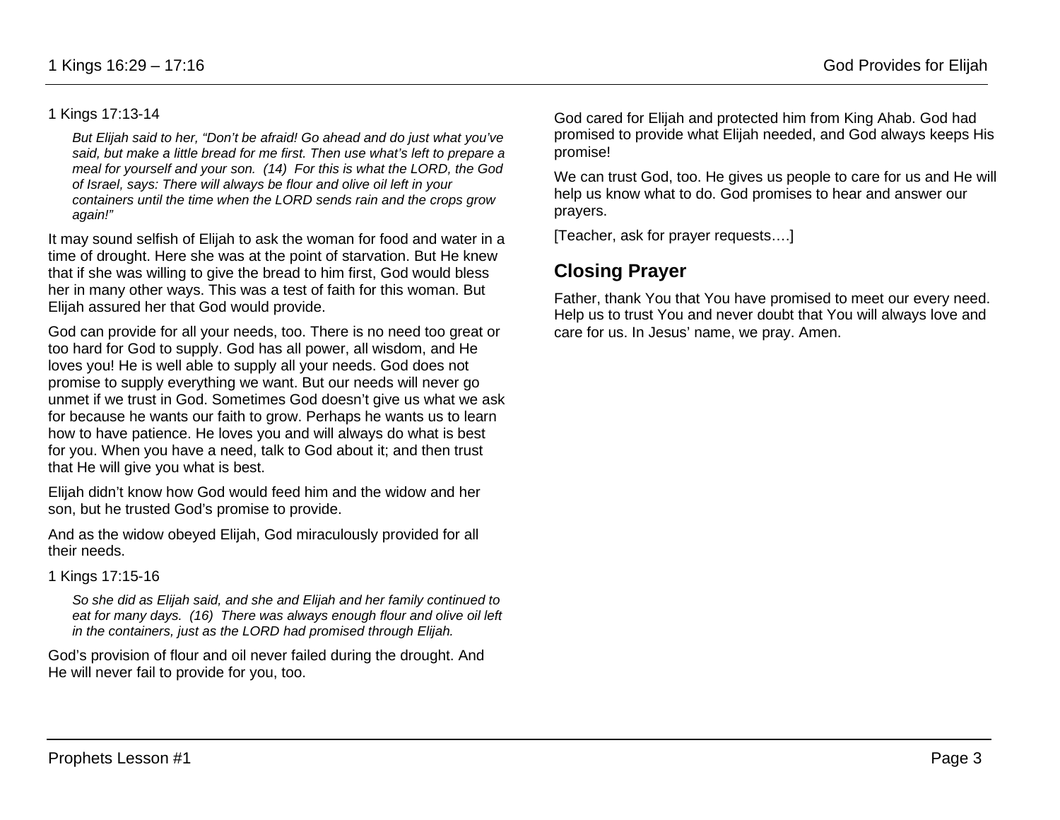1 Kings 17:13-14

> *But Elijah said to her, "Don't be afraid! Go ahead and do just what you've said, but make a little bread for me first. Then use what's left to prepare a meal for yourself and your son. (14) For this is what the LORD, the God of Israel, says: There will always be flour and olive oil left in your containers until the time when the LORD sends rain and the crops grow again!"*

It may sound selfish of Elijah to ask the woman for food and water in a time of drought. Here she was at the point of starvation. But He knew that if she was willing to give the bread to him first, God would bless her in many other ways. This was a test of faith for this woman. But Elijah assured her that God would provide.

God can provide for all your needs, too. There is no need too great or too hard for God to supply. God has all power, all wisdom, and He loves you! He is well able to supply all your needs. God does not promise to supply everything we want. But our needs will never go unmet if we trust in God. Sometimes God doesn't give us what we ask for because he wants our faith to grow. Perhaps he wants us to learn how to have patience. He loves you and will always do what is best for you. When you have a need, talk to God about it; and then trust that He will give you what is best.

Elijah didn't know how God would feed him and the widow and her son, but he trusted God's promise to provide.

And as the widow obeyed Elijah, God miraculously provided for all their needs.

1 Kings 17:15-16

> *So she did as Elijah said, and she and Elijah and her family continued to eat for many days. (16) There was always enough flour and olive oil left in the containers, just as the LORD had promised through Elijah.*

God's provision of flour and oil never failed during the drought. And He will never fail to provide for you, too.

God cared for Elijah and protected him from King Ahab. God had promised to provide what Elijah needed, and God always keeps His promise!

We can trust God, too. He gives us people to care for us and He will help us know what to do. God promises to hear and answer our prayers.

[Teacher, ask for prayer requests….]

## Closing Prayer

Father, thank You that You have promised to meet our every need. Help us to trust You and never doubt that You will always love and care for us. In Jesus' name, we pray. Amen.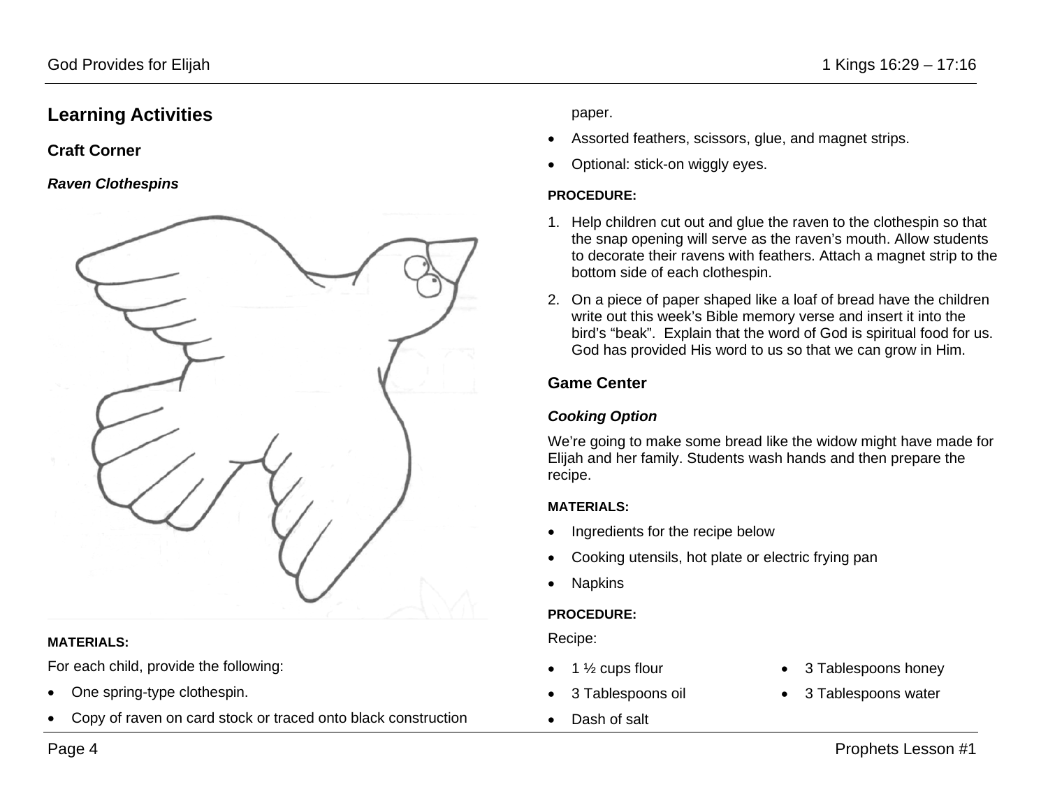## Learning Activities

### Craft Corner

#### *Raven Clothespins*

**MATERIALS:**

For each child, provide the following:

- One spring-type clothespin.
- Copy of raven on card stock or traced onto black construction paper.
- Assorted feathers, scissors, glue, and magnet strips.
- Optional: stick-on wiggly eyes.

**PROCEDURE:**

1. Help children cut out and glue the raven to the clothespin so that the snap opening will serve as the raven's mouth. Allow students to decorate their ravens with feathers. Attach a magnet strip to the bottom side of each clothespin.
2. On a piece of paper shaped like a loaf of bread have the children write out this week's Bible memory verse and insert it into the bird's "beak". Explain that the word of God is spiritual food for us. God has provided His word to us so that we can grow in Him.

### Game Center

#### *Cooking Option*

We're going to make some bread like the widow might have made for Elijah and her family. Students wash hands and then prepare the recipe.

**MATERIALS:**

- Ingredients for the recipe below
- Cooking utensils, hot plate or electric frying pan
- Napkins

**PROCEDURE:**

Recipe:

- 1 ½ cups flour
- 3 Tablespoons oil
- Dash of salt
- 3 Tablespoons honey
- 3 Tablespoons water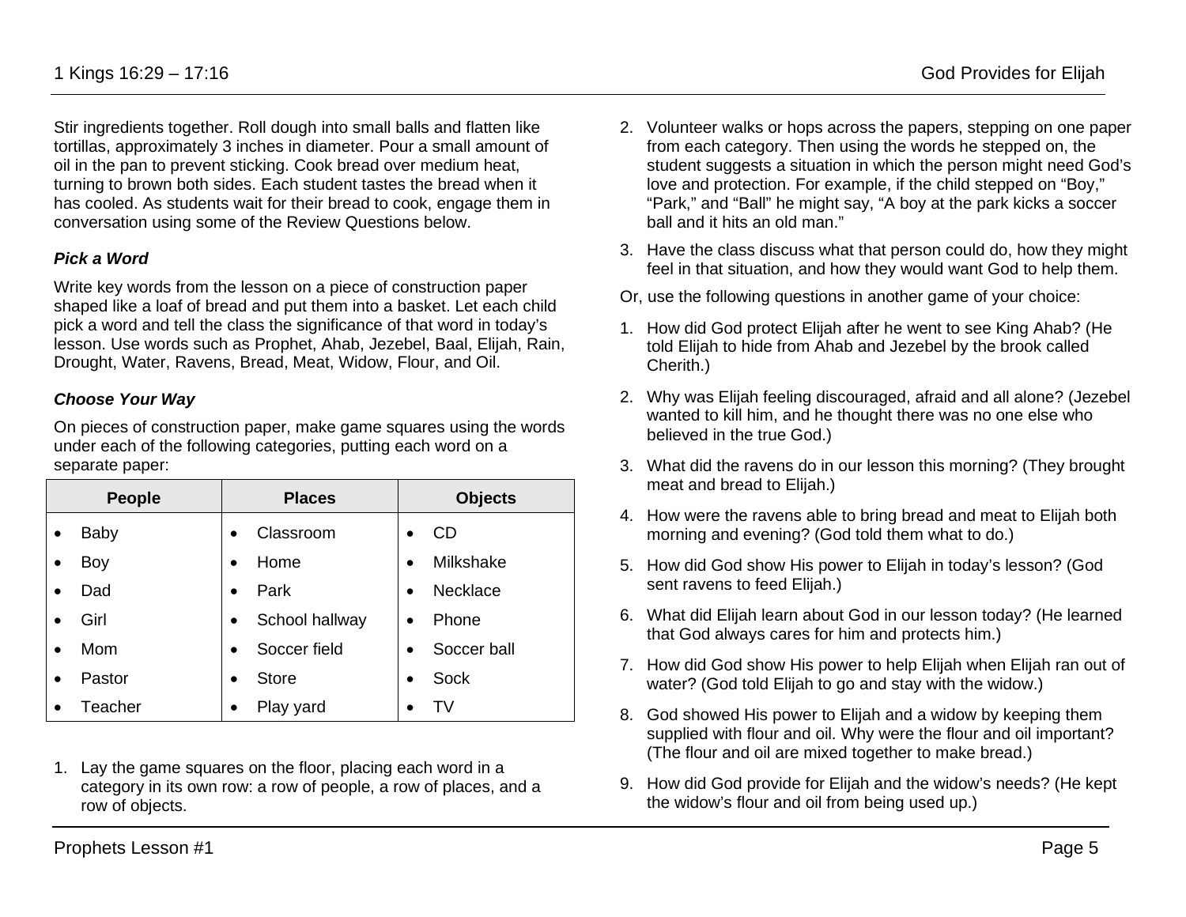Stir ingredients together. Roll dough into small balls and flatten like tortillas, approximately 3 inches in diameter. Pour a small amount of oil in the pan to prevent sticking. Cook bread over medium heat, turning to brown both sides. Each student tastes the bread when it has cooled. As students wait for their bread to cook, engage them in conversation using some of the Review Questions below.

### *Pick a Word*

Write key words from the lesson on a piece of construction paper shaped like a loaf of bread and put them into a basket. Let each child pick a word and tell the class the significance of that word in today's lesson. Use words such as Prophet, Ahab, Jezebel, Baal, Elijah, Rain, Drought, Water, Ravens, Bread, Meat, Widow, Flour, and Oil.

### *Choose Your Way*

On pieces of construction paper, make game squares using the words under each of the following categories, putting each word on a separate paper:

| People | Places | Objects |
|---|---|---|
| • Baby | • Classroom | • CD |
| • Boy | • Home | • Milkshake |
| • Dad | • Park | • Necklace |
| • Girl | • School hallway | • Phone |
| • Mom | • Soccer field | • Soccer ball |
| • Pastor | • Store | • Sock |
| • Teacher | • Play yard | • TV |

1. Lay the game squares on the floor, placing each word in a category in its own row: a row of people, a row of places, and a row of objects.
2. Volunteer walks or hops across the papers, stepping on one paper from each category. Then using the words he stepped on, the student suggests a situation in which the person might need God's love and protection. For example, if the child stepped on "Boy," "Park," and "Ball" he might say, "A boy at the park kicks a soccer ball and it hits an old man."
3. Have the class discuss what that person could do, how they might feel in that situation, and how they would want God to help them.

Or, use the following questions in another game of your choice:

1. How did God protect Elijah after he went to see King Ahab? (He told Elijah to hide from Ahab and Jezebel by the brook called Cherith.)
2. Why was Elijah feeling discouraged, afraid and all alone? (Jezebel wanted to kill him, and he thought there was no one else who believed in the true God.)
3. What did the ravens do in our lesson this morning? (They brought meat and bread to Elijah.)
4. How were the ravens able to bring bread and meat to Elijah both morning and evening? (God told them what to do.)
5. How did God show His power to Elijah in today's lesson? (God sent ravens to feed Elijah.)
6. What did Elijah learn about God in our lesson today? (He learned that God always cares for him and protects him.)
7. How did God show His power to help Elijah when Elijah ran out of water? (God told Elijah to go and stay with the widow.)
8. God showed His power to Elijah and a widow by keeping them supplied with flour and oil. Why were the flour and oil important? (The flour and oil are mixed together to make bread.)
9. How did God provide for Elijah and the widow's needs? (He kept the widow's flour and oil from being used up.)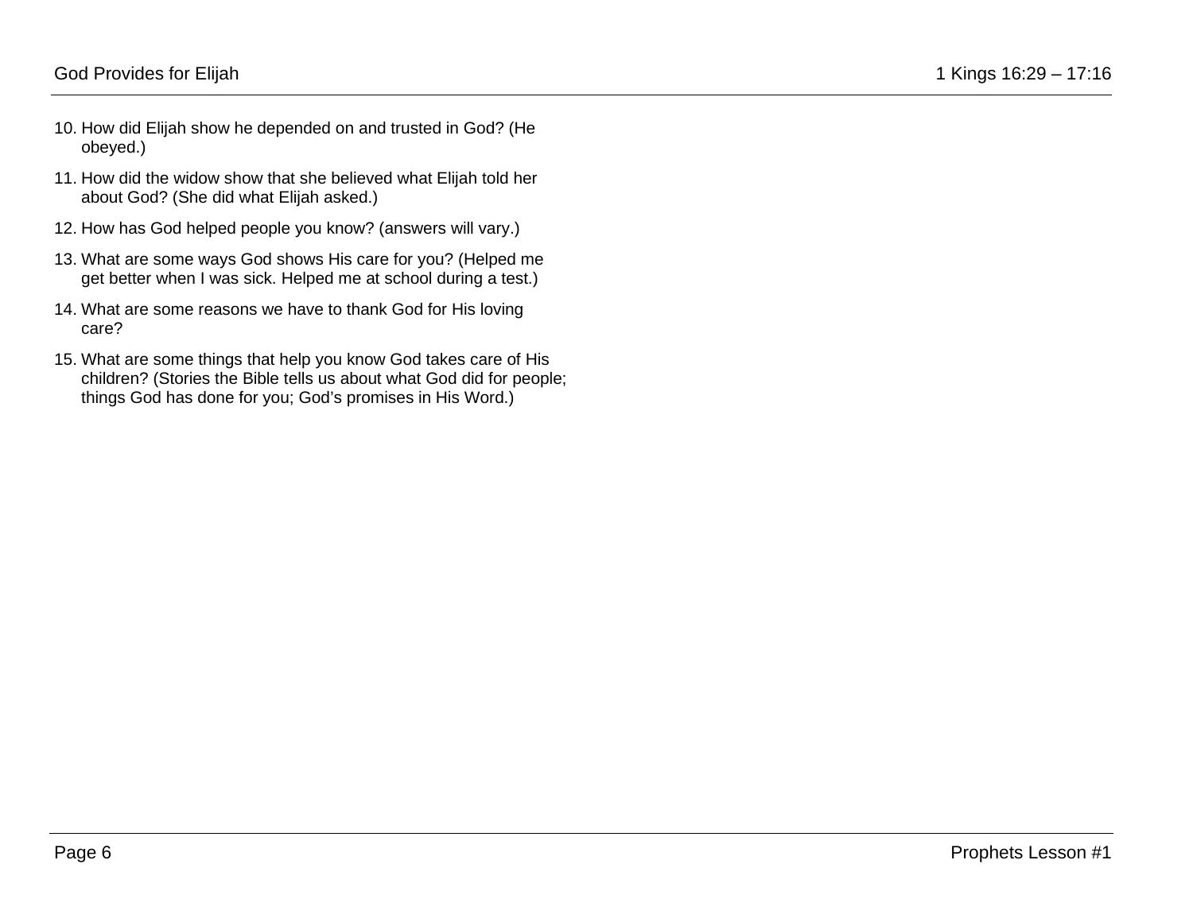10. How did Elijah show he depended on and trusted in God? (He obeyed.)
11. How did the widow show that she believed what Elijah told her about God? (She did what Elijah asked.)
12. How has God helped people you know? (answers will vary.)
13. What are some ways God shows His care for you? (Helped me get better when I was sick. Helped me at school during a test.)
14. What are some reasons we have to thank God for His loving care?
15. What are some things that help you know God takes care of His children? (Stories the Bible tells us about what God did for people; things God has done for you; God's promises in His Word.)